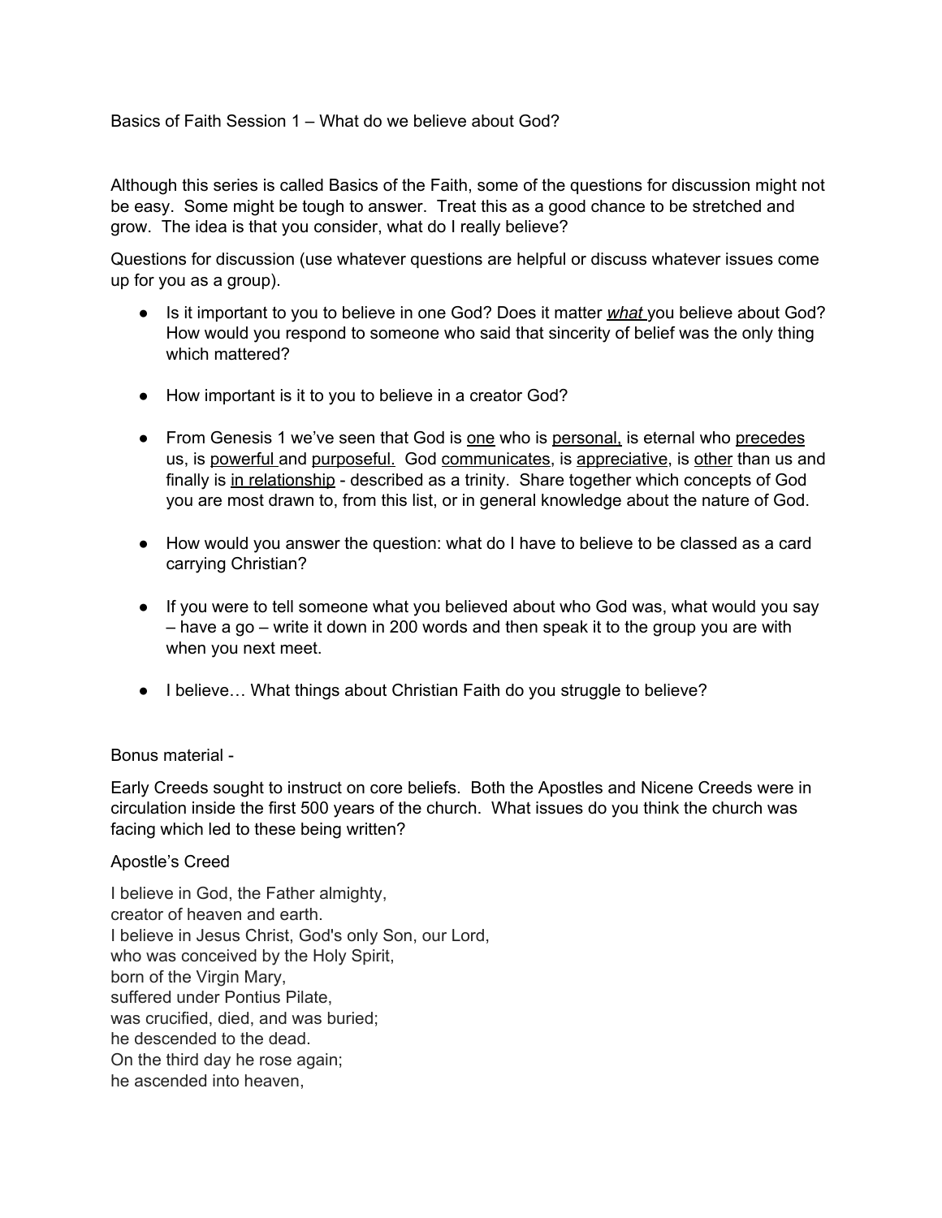Basics of Faith Session 1 – What do we believe about God?

Although this series is called Basics of the Faith, some of the questions for discussion might not be easy. Some might be tough to answer. Treat this as a good chance to be stretched and grow. The idea is that you consider, what do I really believe?

Questions for discussion (use whatever questions are helpful or discuss whatever issues come up for you as a group).

- Is it important to you to believe in one God? Does it matter <u>*what*</u> you believe about God? How would you respond to someone who said that sincerity of belief was the only thing which mattered?

- How important is it to you to believe in a creator God?

- From Genesis 1 we've seen that God is <u>one</u> who is <u>personal,</u> is eternal who <u>precedes</u> us, is <u>powerful</u> and <u>purposeful.</u> God <u>communicates</u>, is <u>appreciative</u>, is <u>other</u> than us and finally is <u>in relationship</u> - described as a trinity. Share together which concepts of God you are most drawn to, from this list, or in general knowledge about the nature of God.

- How would you answer the question: what do I have to believe to be classed as a card carrying Christian?

- If you were to tell someone what you believed about who God was, what would you say – have a go – write it down in 200 words and then speak it to the group you are with when you next meet.

- I believe… What things about Christian Faith do you struggle to believe?

Bonus material -

Early Creeds sought to instruct on core beliefs. Both the Apostles and Nicene Creeds were in circulation inside the first 500 years of the church. What issues do you think the church was facing which led to these being written?

Apostle's Creed

I believe in God, the Father almighty,  
creator of heaven and earth.  
I believe in Jesus Christ, God's only Son, our Lord,  
who was conceived by the Holy Spirit,  
born of the Virgin Mary,  
suffered under Pontius Pilate,  
was crucified, died, and was buried;  
he descended to the dead.  
On the third day he rose again;  
he ascended into heaven,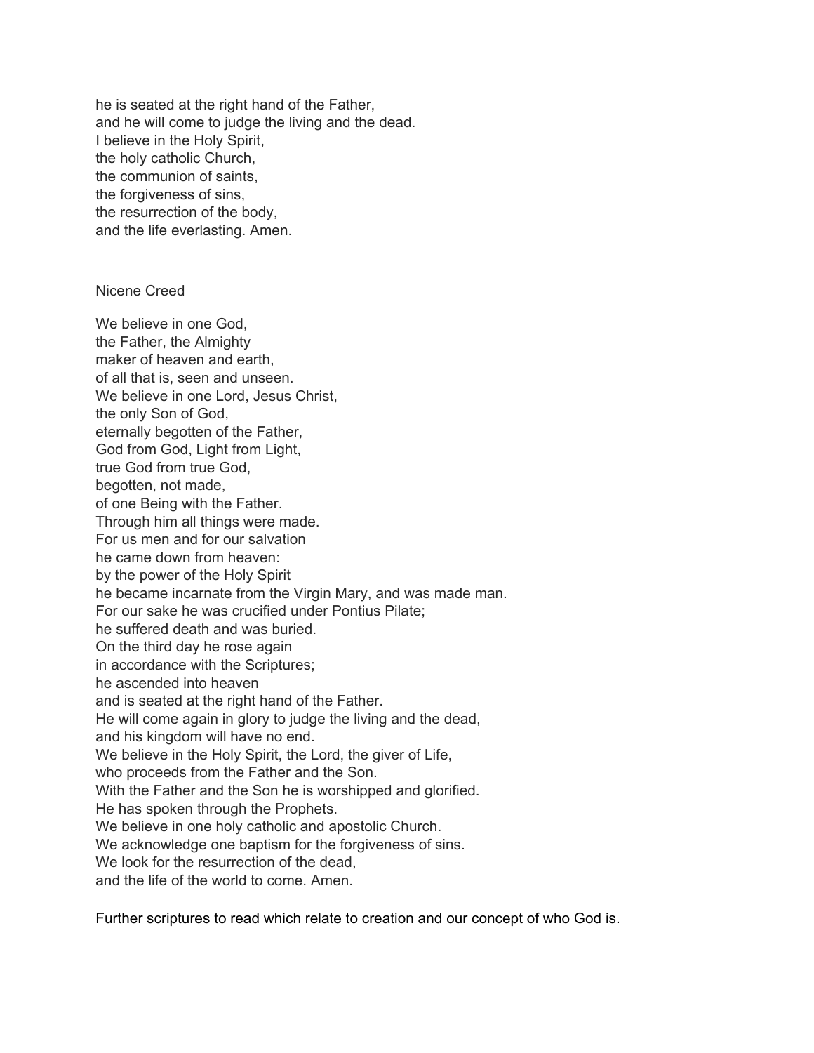he is seated at the right hand of the Father,
and he will come to judge the living and the dead.
I believe in the Holy Spirit,
the holy catholic Church,
the communion of saints,
the forgiveness of sins,
the resurrection of the body,
and the life everlasting. Amen.

## Nicene Creed

We believe in one God,
the Father, the Almighty
maker of heaven and earth,
of all that is, seen and unseen.
We believe in one Lord, Jesus Christ,
the only Son of God,
eternally begotten of the Father,
God from God, Light from Light,
true God from true God,
begotten, not made,
of one Being with the Father.
Through him all things were made.
For us men and for our salvation
he came down from heaven:
by the power of the Holy Spirit
he became incarnate from the Virgin Mary, and was made man.
For our sake he was crucified under Pontius Pilate;
he suffered death and was buried.
On the third day he rose again
in accordance with the Scriptures;
he ascended into heaven
and is seated at the right hand of the Father.
He will come again in glory to judge the living and the dead,
and his kingdom will have no end.
We believe in the Holy Spirit, the Lord, the giver of Life,
who proceeds from the Father and the Son.
With the Father and the Son he is worshipped and glorified.
He has spoken through the Prophets.
We believe in one holy catholic and apostolic Church.
We acknowledge one baptism for the forgiveness of sins.
We look for the resurrection of the dead,
and the life of the world to come. Amen.

Further scriptures to read which relate to creation and our concept of who God is.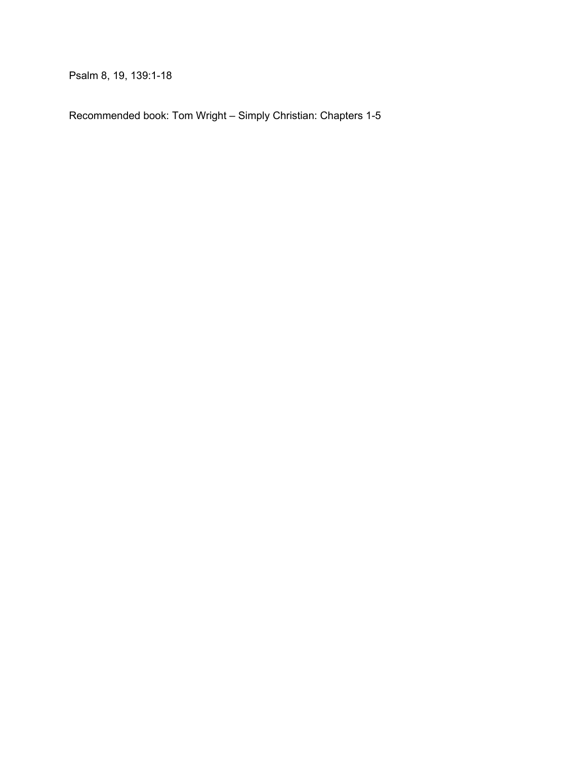Psalm 8, 19, 139:1-18

Recommended book: Tom Wright – Simply Christian: Chapters 1-5